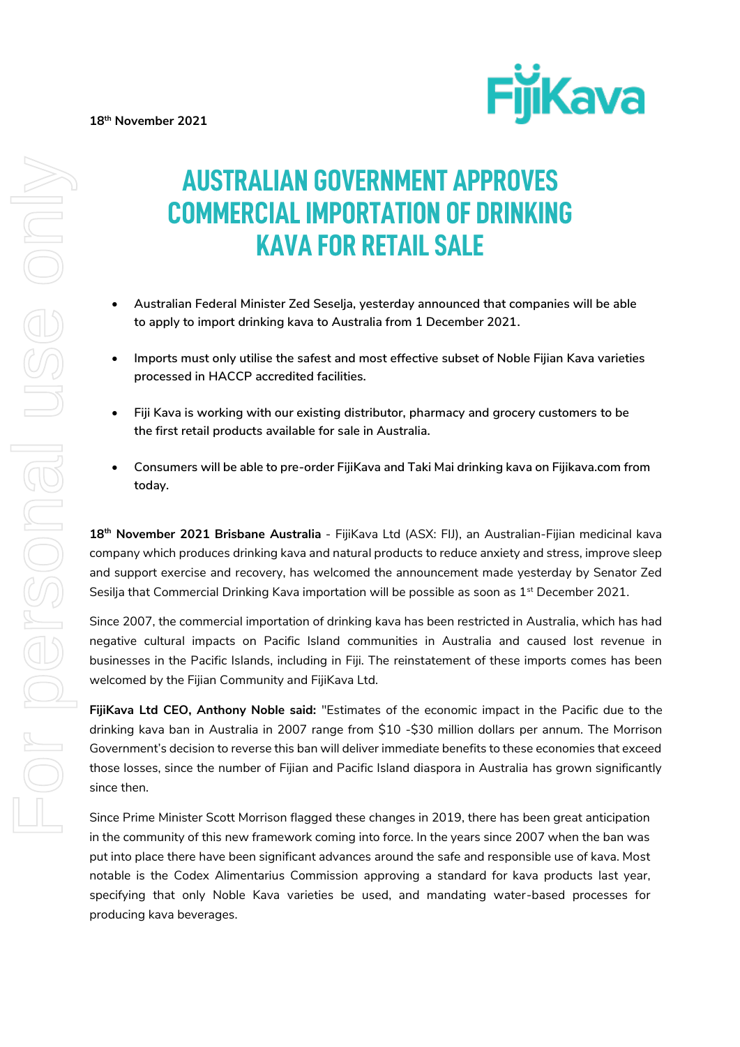**18th November 2021**

# AUSTRALIAN GOVERNMENT APPROVES COMMERCIAL IMPORTATION OF DRINKING KAVA FOR RETAIL SALE

- **Australian Federal Minister Zed Seselja, yesterday announced that companies will be able to apply to import drinking kava to Australia from 1 December 2021.**
- **Imports must only utilise the safest and most effective subset of Noble Fijian Kava varieties processed in HACCP accredited facilities.**
- **Fiji Kava is working with our existing distributor, pharmacy and grocery customers to be the first retail products available for sale in Australia.**
- **Consumers will be able to pre-order FijiKava and Taki Mai drinking kava on Fijikava.com from today.**

**18th November 2021 Brisbane Australia** - FijiKava Ltd (ASX: FIJ), an Australian-Fijian medicinal kava company which produces drinking kava and natural products to reduce anxiety and stress, improve sleep and support exercise and recovery, has welcomed the announcement made yesterday by Senator Zed Sesilja that Commercial Drinking Kava importation will be possible as soon as 1st December 2021.

Since 2007, the commercial importation of drinking kava has been restricted in Australia, which has had negative cultural impacts on Pacific Island communities in Australia and caused lost revenue in businesses in the Pacific Islands, including in Fiji. The reinstatement of these imports comes has been welcomed by the Fijian Community and FijiKava Ltd.

**FijiKava Ltd CEO, Anthony Noble said:** "Estimates of the economic impact in the Pacific due to the drinking kava ban in Australia in 2007 range from $10 -$30 million dollars per annum. The Morrison Government's decision to reverse this ban will deliver immediate benefits to these economies that exceed those losses, since the number of Fijian and Pacific Island diaspora in Australia has grown significantly since then.

Since Prime Minister Scott Morrison flagged these changes in 2019, there has been great anticipation in the community of this new framework coming into force. In the years since 2007 when the ban was put into place there have been significant advances around the safe and responsible use of kava. Most notable is the Codex Alimentarius Commission approving a standard for kava products last year, specifying that only Noble Kava varieties be used, and mandating water-based processes for producing kava beverages.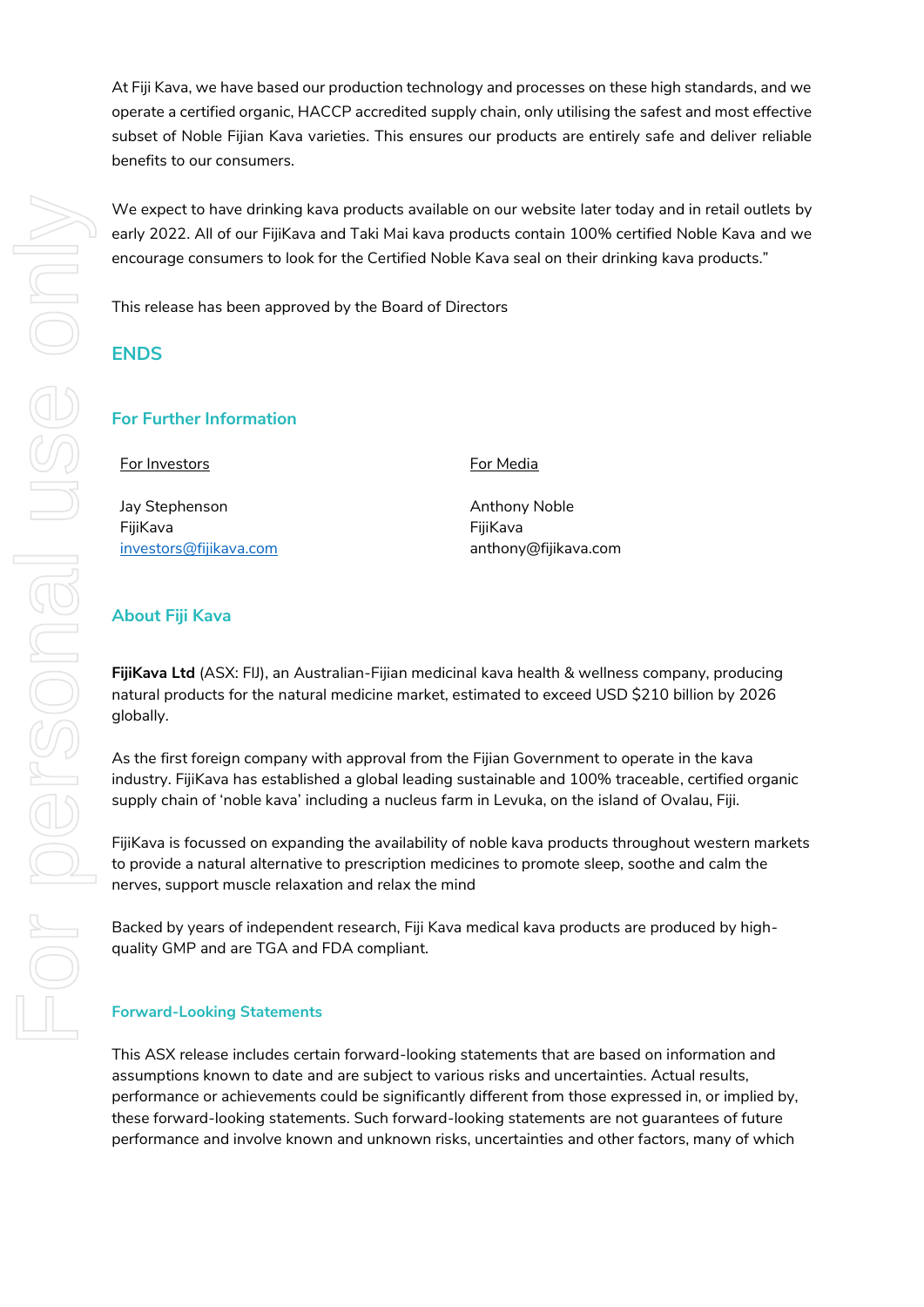At Fiji Kava, we have based our production technology and processes on these high standards, and we operate a certified organic, HACCP accredited supply chain, only utilising the safest and most effective subset of Noble Fijian Kava varieties. This ensures our products are entirely safe and deliver reliable benefits to our consumers.

We expect to have drinking kava products available on our website later today and in retail outlets by early 2022. All of our FijiKava and Taki Mai kava products contain 100% certified Noble Kava and we encourage consumers to look for the Certified Noble Kava seal on their drinking kava products."

This release has been approved by the Board of Directors

## ENDS

## For Further Information

| For Investors | For Media |
|---|---|
| Jay Stephenson<br>FijiKava<br>investors@fijikava.com | Anthony Noble<br>FijiKava<br>anthony@fijikava.com |

## About Fiji Kava

**FijiKava Ltd** (ASX: FIJ), an Australian-Fijian medicinal kava health & wellness company, producing natural products for the natural medicine market, estimated to exceed USD $210 billion by 2026 globally.

As the first foreign company with approval from the Fijian Government to operate in the kava industry. FijiKava has established a global leading sustainable and 100% traceable, certified organic supply chain of 'noble kava' including a nucleus farm in Levuka, on the island of Ovalau, Fiji.

FijiKava is focussed on expanding the availability of noble kava products throughout western markets to provide a natural alternative to prescription medicines to promote sleep, soothe and calm the nerves, support muscle relaxation and relax the mind

Backed by years of independent research, Fiji Kava medical kava products are produced by high-quality GMP and are TGA and FDA compliant.

### Forward-Looking Statements

This ASX release includes certain forward-looking statements that are based on information and assumptions known to date and are subject to various risks and uncertainties. Actual results, performance or achievements could be significantly different from those expressed in, or implied by, these forward-looking statements. Such forward-looking statements are not guarantees of future performance and involve known and unknown risks, uncertainties and other factors, many of which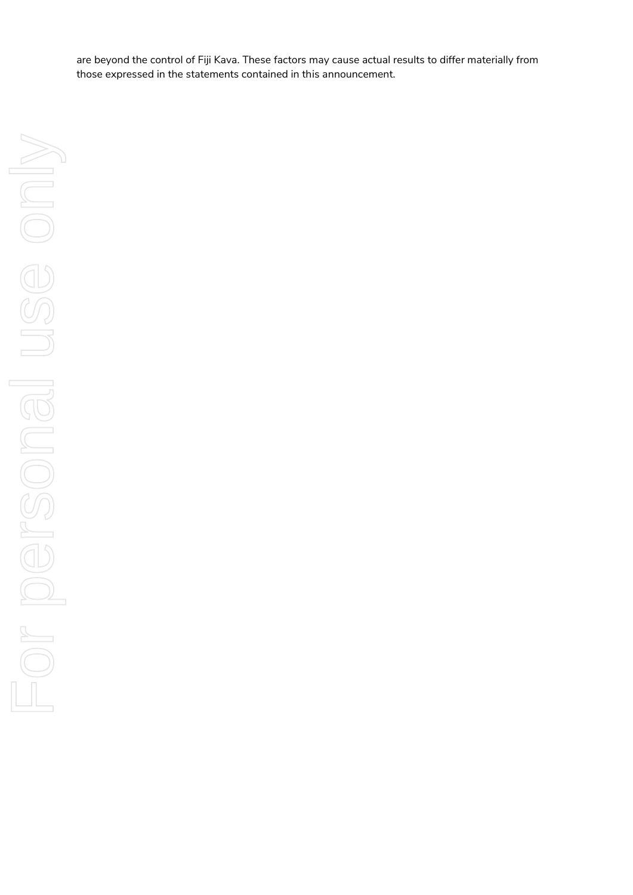are beyond the control of Fiji Kava. These factors may cause actual results to differ materially from those expressed in the statements contained in this announcement.